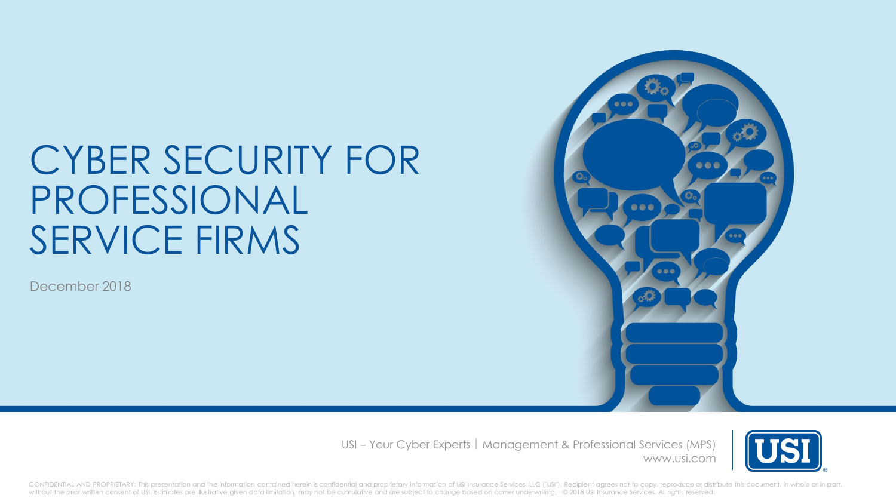# CYBER SECURITY FOR PROFESSIONAL SERVICE FIRMS

December 2018

USI – Your Cyber Experts | Management & Professional Services (MPS)
www.usi.com

CONFIDENTIAL AND PROPRIETARY: This presentation and the information contained herein is confidential and proprietary information of USI Insurance Services, LLC ("USI"). Recipient agrees not to copy, reproduce or distribute this document, in whole or in part, without the prior written consent of USI. Estimates are illustrative given data limitation, may not be cumulative and are subject to change based on carrier underwriting. © 2018 USI Insurance Services. All rights reserved.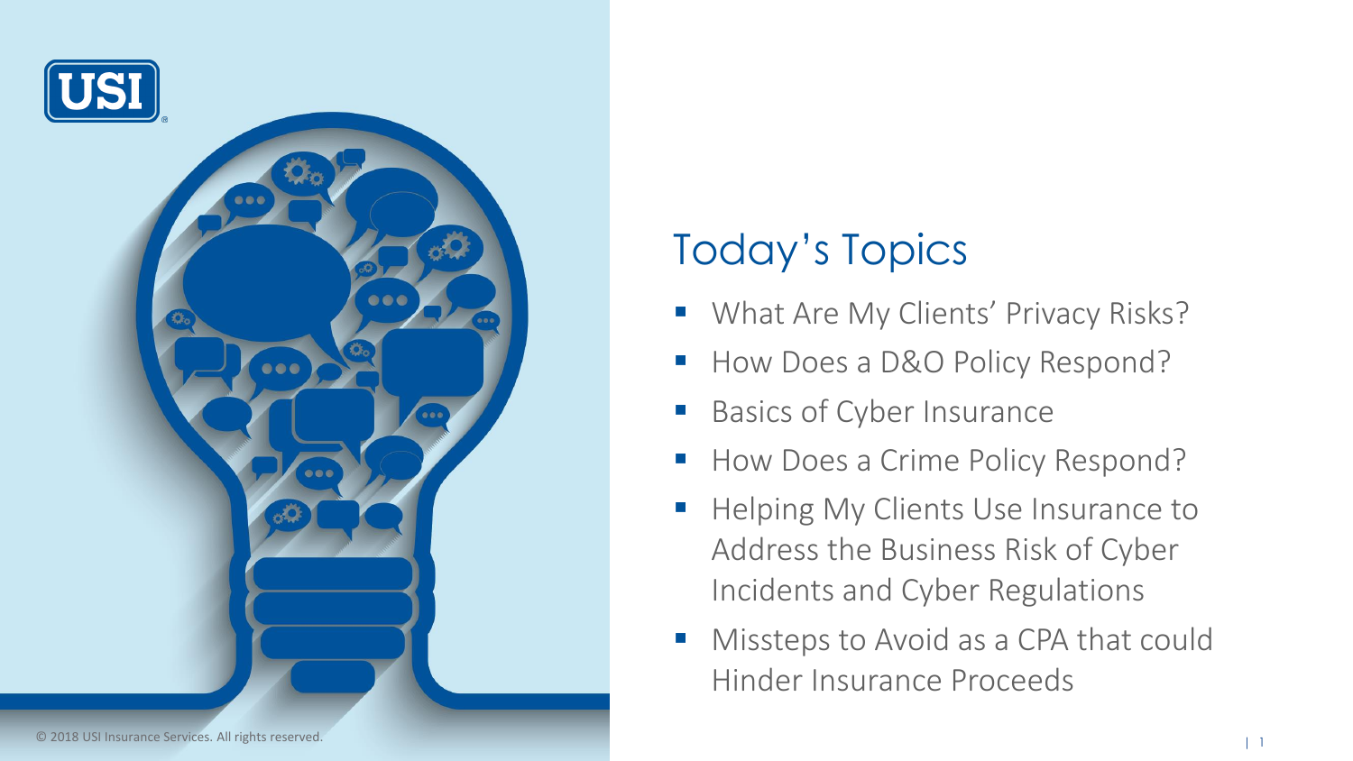# Today's Topics

- What Are My Clients' Privacy Risks?
- How Does a D&O Policy Respond?
- Basics of Cyber Insurance
- How Does a Crime Policy Respond?
- Helping My Clients Use Insurance to Address the Business Risk of Cyber Incidents and Cyber Regulations
- Missteps to Avoid as a CPA that could Hinder Insurance Proceeds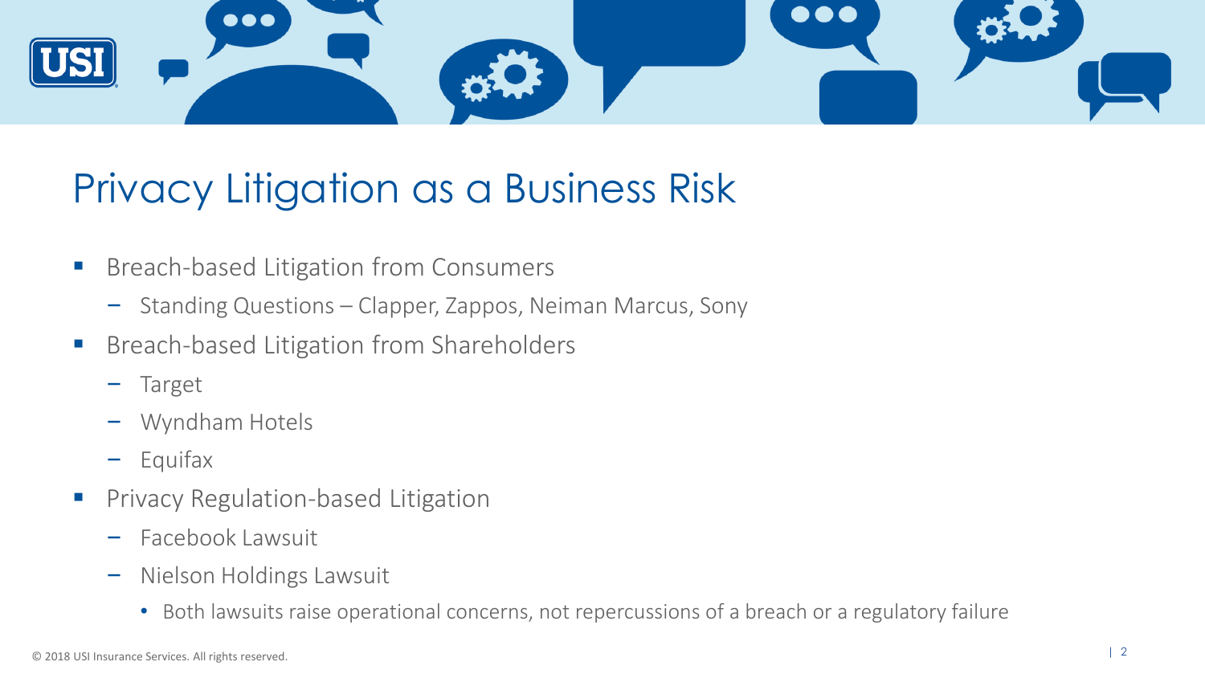# Privacy Litigation as a Business Risk

- Breach-based Litigation from Consumers
  - Standing Questions – Clapper, Zappos, Neiman Marcus, Sony
- Breach-based Litigation from Shareholders
  - Target
  - Wyndham Hotels
  - Equifax
- Privacy Regulation-based Litigation
  - Facebook Lawsuit
  - Nielson Holdings Lawsuit
    - Both lawsuits raise operational concerns, not repercussions of a breach or a regulatory failure

© 2018 USI Insurance Services. All rights reserved.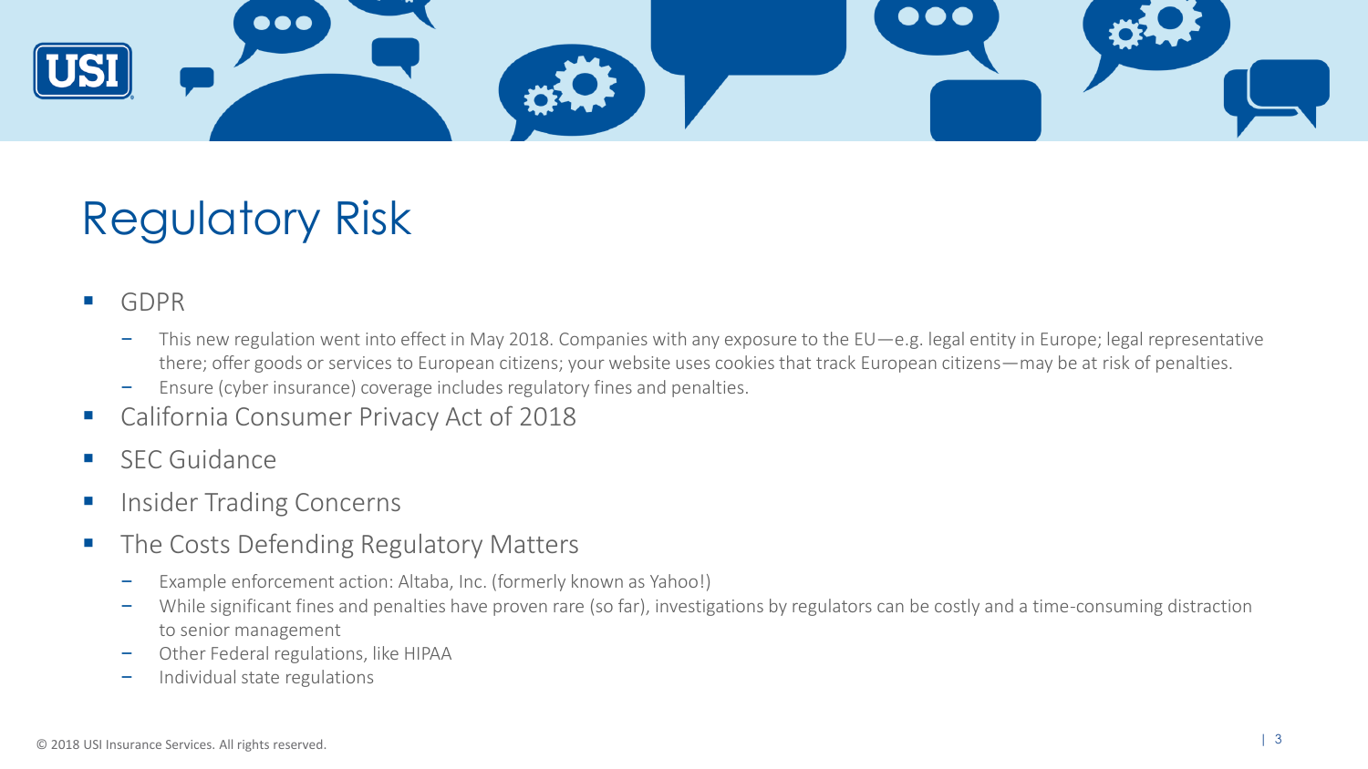# Regulatory Risk

- GDPR
  - This new regulation went into effect in May 2018. Companies with any exposure to the EU—e.g. legal entity in Europe; legal representative there; offer goods or services to European citizens; your website uses cookies that track European citizens—may be at risk of penalties.
  - Ensure (cyber insurance) coverage includes regulatory fines and penalties.
- California Consumer Privacy Act of 2018
- SEC Guidance
- Insider Trading Concerns
- The Costs Defending Regulatory Matters
  - Example enforcement action: Altaba, Inc. (formerly known as Yahoo!)
  - While significant fines and penalties have proven rare (so far), investigations by regulators can be costly and a time-consuming distraction to senior management
  - Other Federal regulations, like HIPAA
  - Individual state regulations

© 2018 USI Insurance Services. All rights reserved.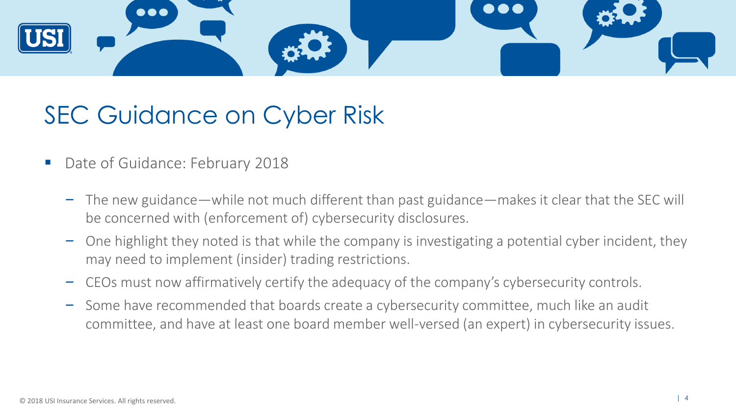# SEC Guidance on Cyber Risk

- Date of Guidance: February 2018
  - The new guidance—while not much different than past guidance—makes it clear that the SEC will be concerned with (enforcement of) cybersecurity disclosures.
  - One highlight they noted is that while the company is investigating a potential cyber incident, they may need to implement (insider) trading restrictions.
  - CEOs must now affirmatively certify the adequacy of the company's cybersecurity controls.
  - Some have recommended that boards create a cybersecurity committee, much like an audit committee, and have at least one board member well-versed (an expert) in cybersecurity issues.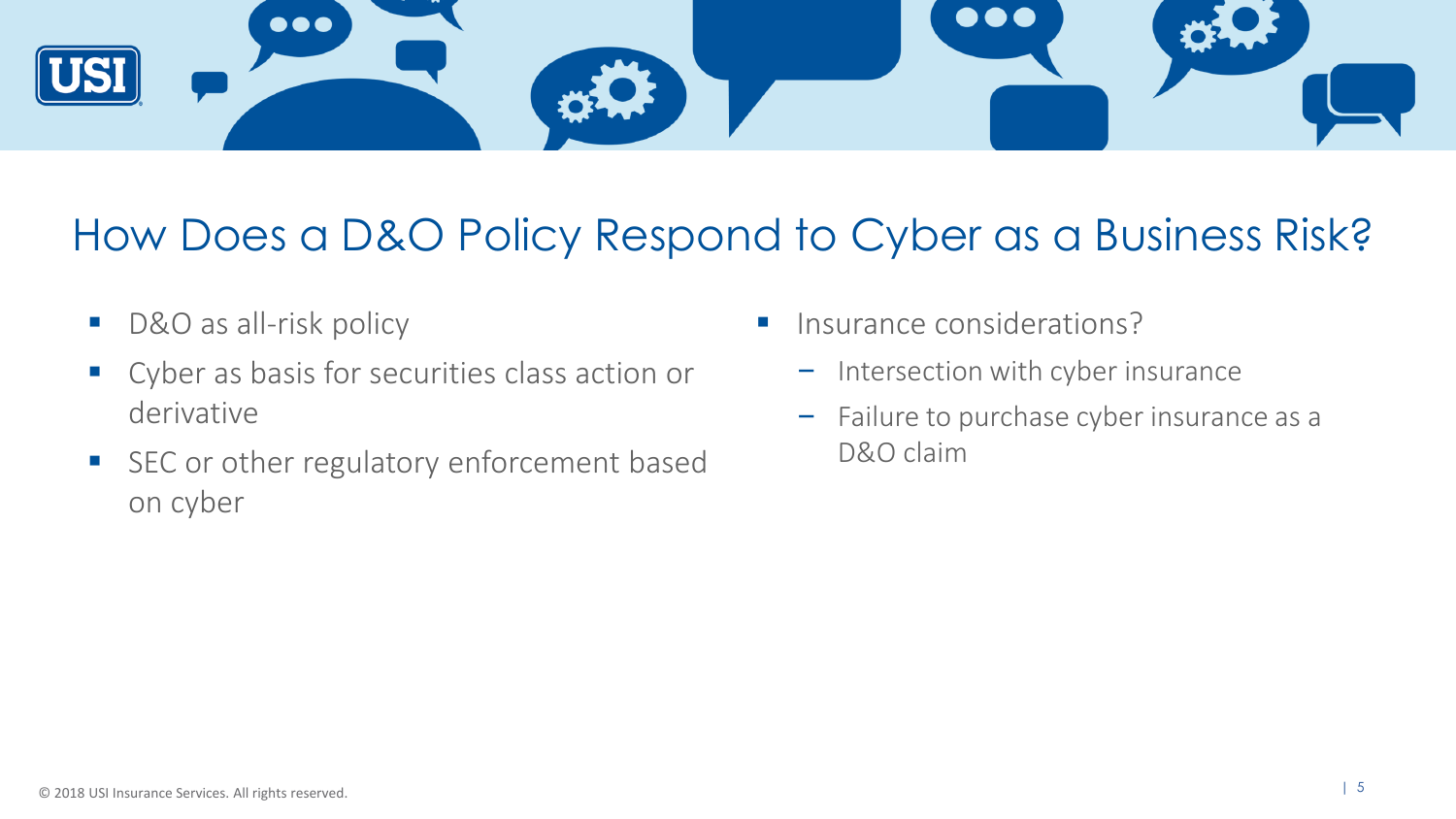# How Does a D&O Policy Respond to Cyber as a Business Risk?

- D&O as all-risk policy
- Cyber as basis for securities class action or derivative
- SEC or other regulatory enforcement based on cyber
- Insurance considerations?
  - Intersection with cyber insurance
  - Failure to purchase cyber insurance as a D&O claim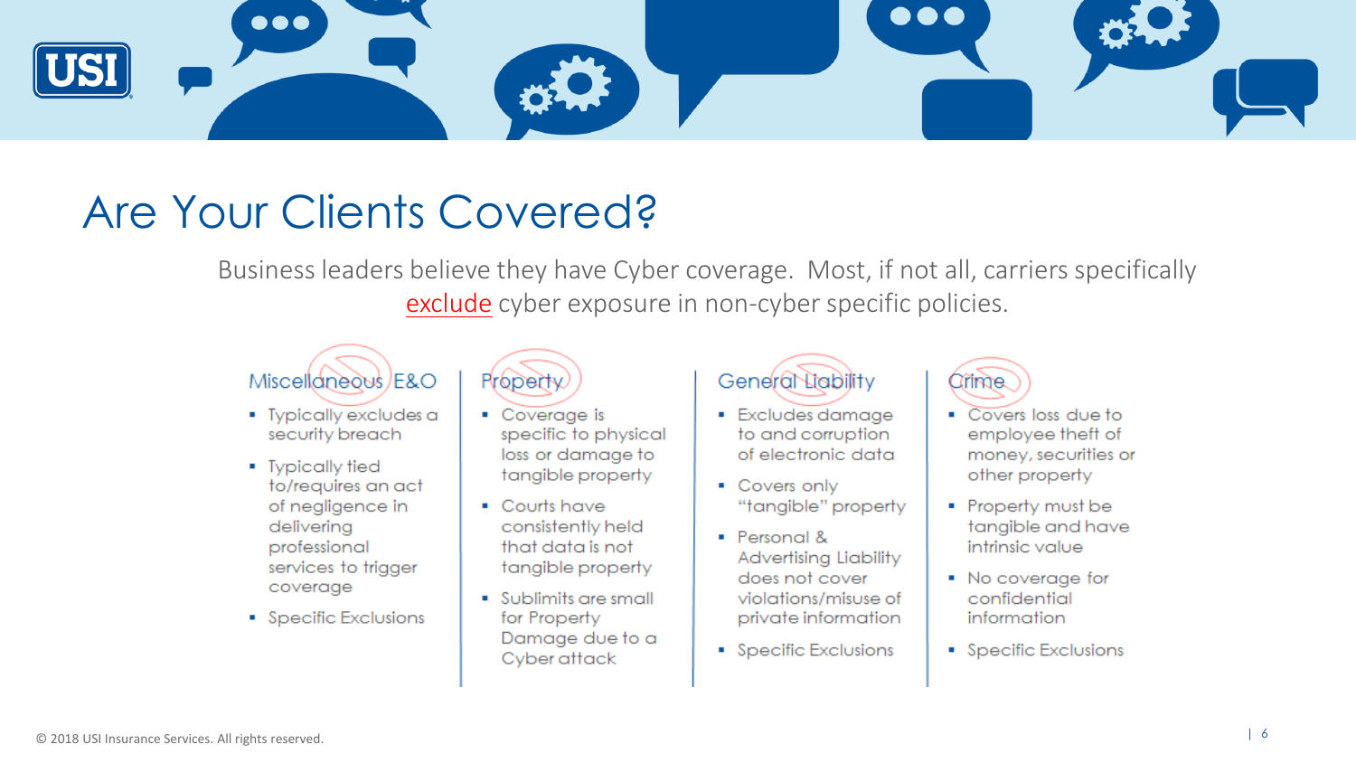# Are Your Clients Covered?

Business leaders believe they have Cyber coverage. Most, if not all, carriers specifically exclude cyber exposure in non-cyber specific policies.

### Miscellaneous E&O

- Typically excludes a security breach
- Typically tied to/requires an act of negligence in delivering professional services to trigger coverage
- Specific Exclusions

### Property

- Coverage is specific to physical loss or damage to tangible property
- Courts have consistently held that data is not tangible property
- Sublimits are small for Property Damage due to a Cyber attack

### General Liability

- Excludes damage to and corruption of electronic data
- Covers only "tangible" property
- Personal & Advertising Liability does not cover violations/misuse of private information
- Specific Exclusions

### Crime

- Covers loss due to employee theft of money, securities or other property
- Property must be tangible and have intrinsic value
- No coverage for confidential information
- Specific Exclusions

© 2018 USI Insurance Services. All rights reserved.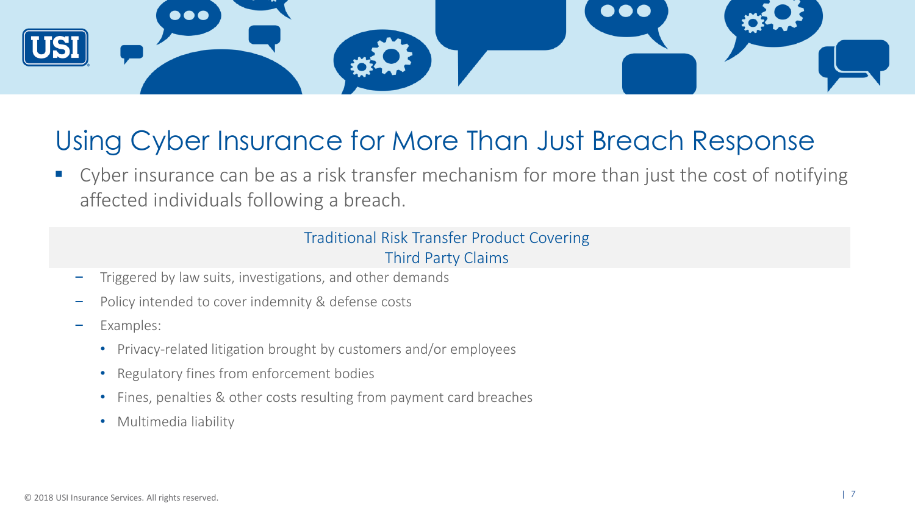# Using Cyber Insurance for More Than Just Breach Response

- Cyber insurance can be as a risk transfer mechanism for more than just the cost of notifying affected individuals following a breach.

### Traditional Risk Transfer Product Covering Third Party Claims

- Triggered by law suits, investigations, and other demands
- Policy intended to cover indemnity & defense costs
- Examples:
  - Privacy-related litigation brought by customers and/or employees
  - Regulatory fines from enforcement bodies
  - Fines, penalties & other costs resulting from payment card breaches
  - Multimedia liability

© 2018 USI Insurance Services. All rights reserved.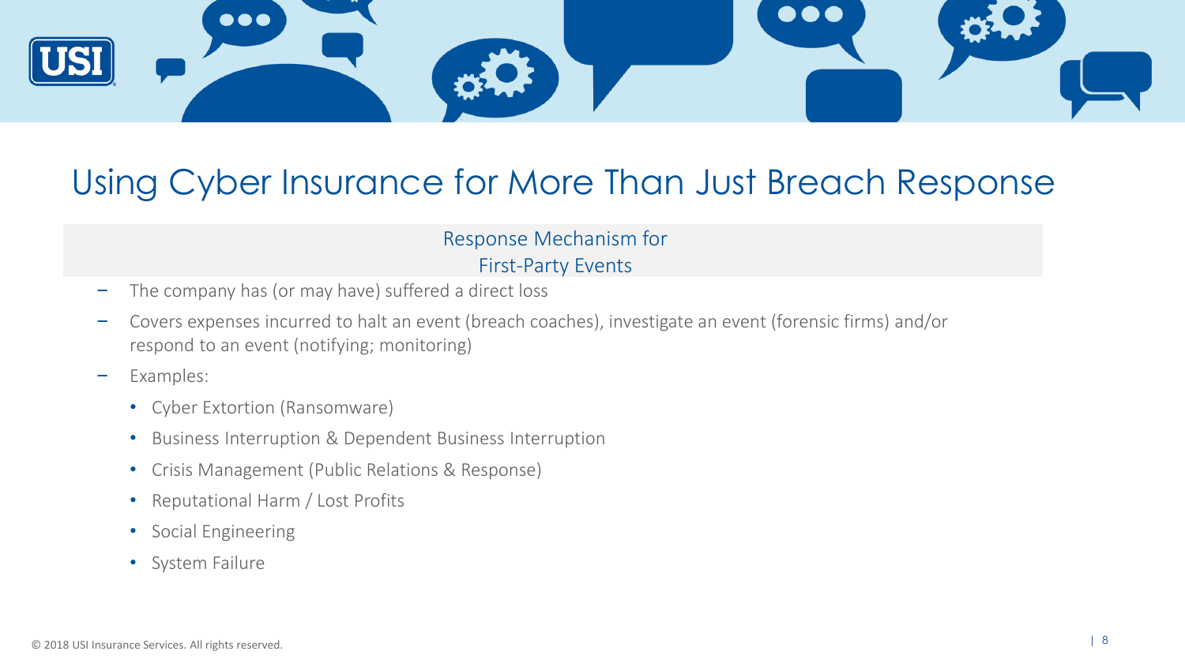# Using Cyber Insurance for More Than Just Breach Response

## Response Mechanism for First-Party Events

- The company has (or may have) suffered a direct loss
- Covers expenses incurred to halt an event (breach coaches), investigate an event (forensic firms) and/or respond to an event (notifying; monitoring)
- Examples:
  - Cyber Extortion (Ransomware)
  - Business Interruption & Dependent Business Interruption
  - Crisis Management (Public Relations & Response)
  - Reputational Harm / Lost Profits
  - Social Engineering
  - System Failure

© 2018 USI Insurance Services. All rights reserved.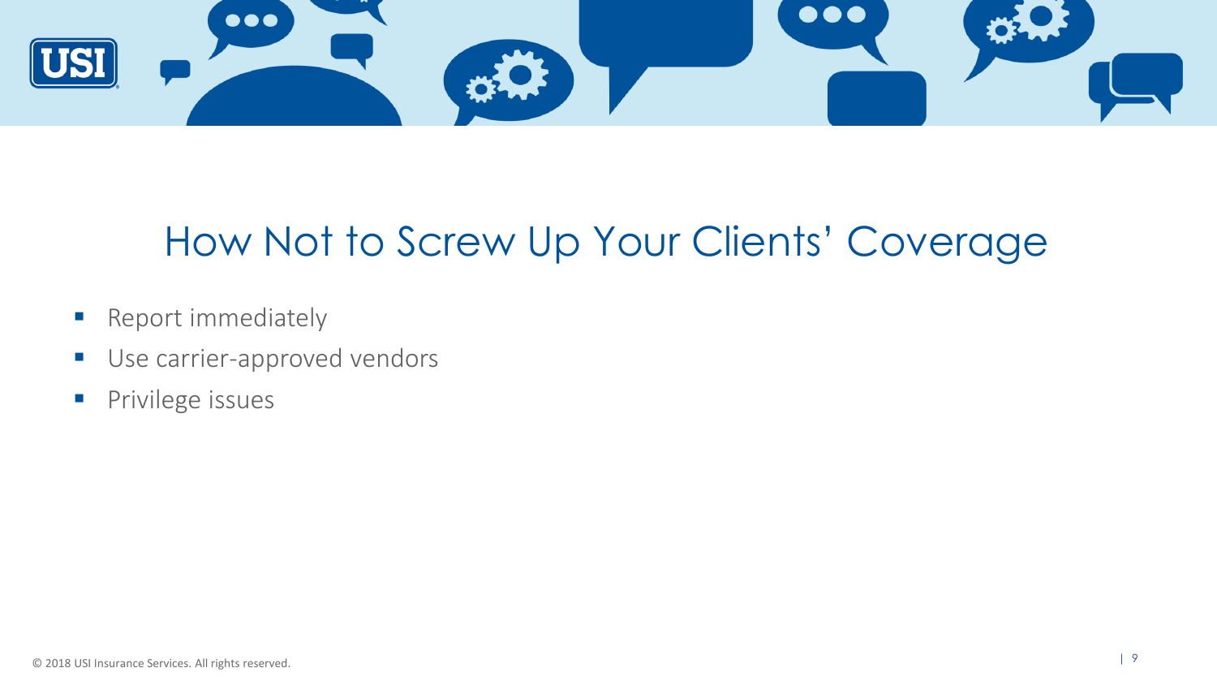# How Not to Screw Up Your Clients' Coverage

- Report immediately
- Use carrier-approved vendors
- Privilege issues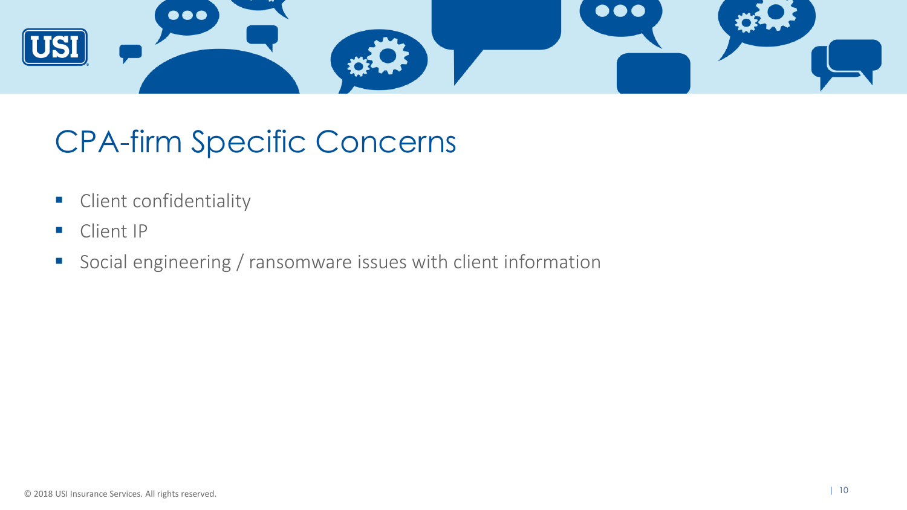# CPA-firm Specific Concerns

- Client confidentiality
- Client IP
- Social engineering / ransomware issues with client information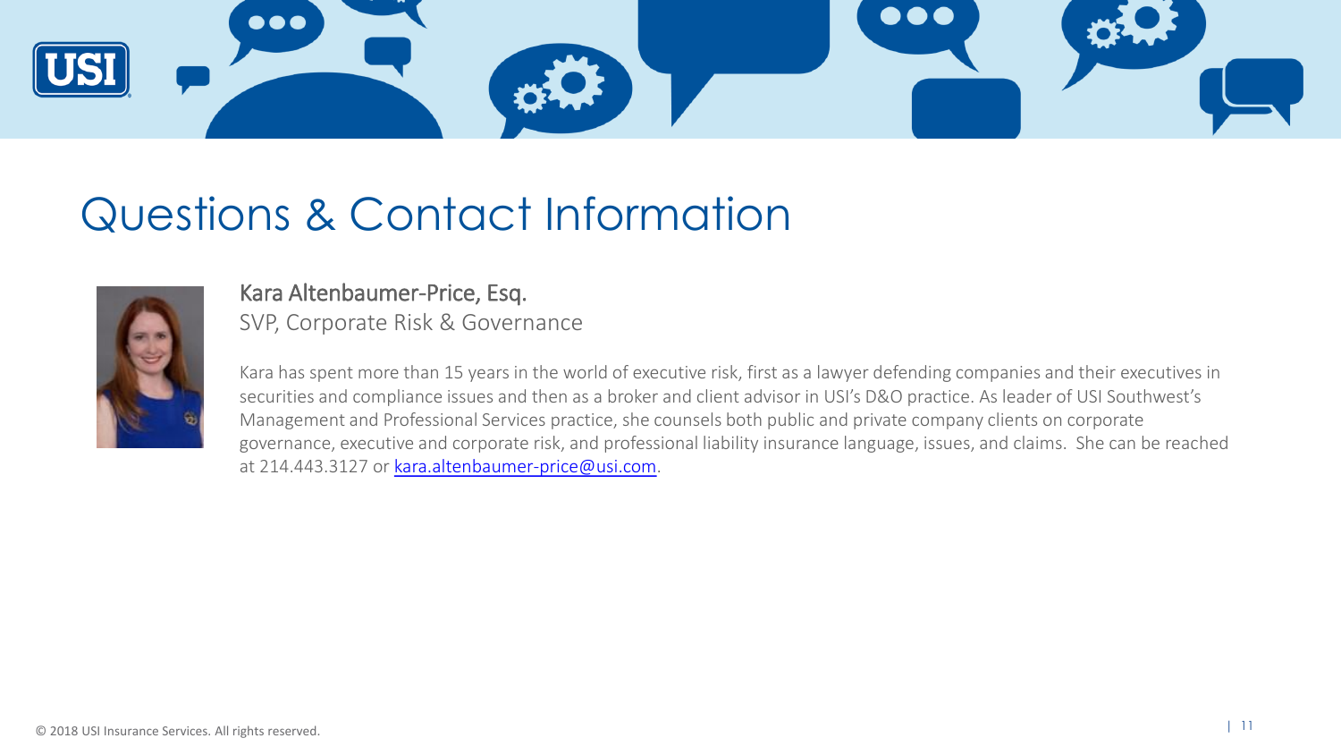# Questions & Contact Information

**Kara Altenbaumer-Price, Esq.**
SVP, Corporate Risk & Governance

Kara has spent more than 15 years in the world of executive risk, first as a lawyer defending companies and their executives in securities and compliance issues and then as a broker and client advisor in USI's D&O practice. As leader of USI Southwest's Management and Professional Services practice, she counsels both public and private company clients on corporate governance, executive and corporate risk, and professional liability insurance language, issues, and claims. She can be reached at 214.443.3127 or kara.altenbaumer-price@usi.com.

© 2018 USI Insurance Services. All rights reserved.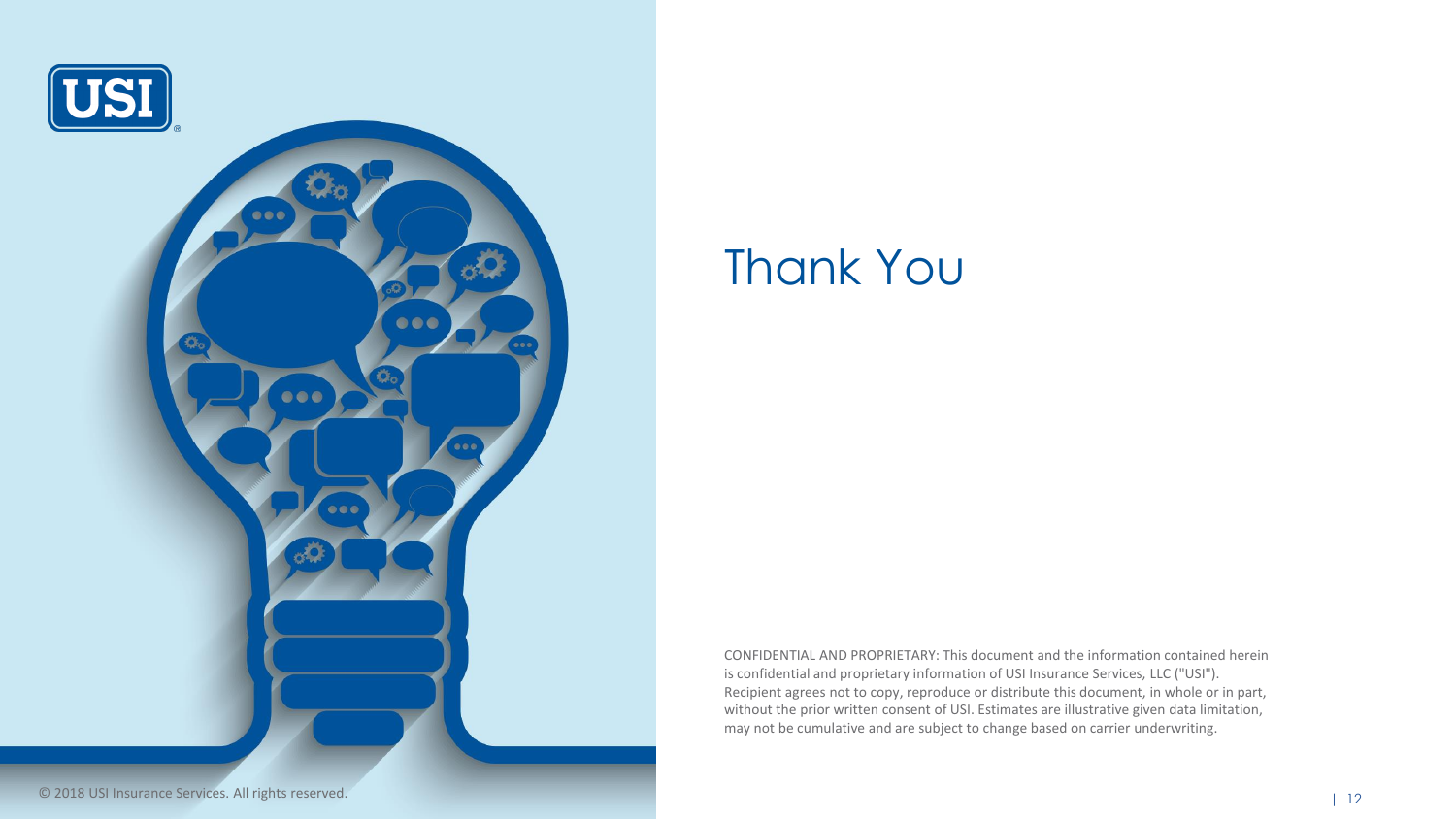# Thank You

CONFIDENTIAL AND PROPRIETARY: This document and the information contained herein is confidential and proprietary information of USI Insurance Services, LLC ("USI"). Recipient agrees not to copy, reproduce or distribute this document, in whole or in part, without the prior written consent of USI. Estimates are illustrative given data limitation, may not be cumulative and are subject to change based on carrier underwriting.